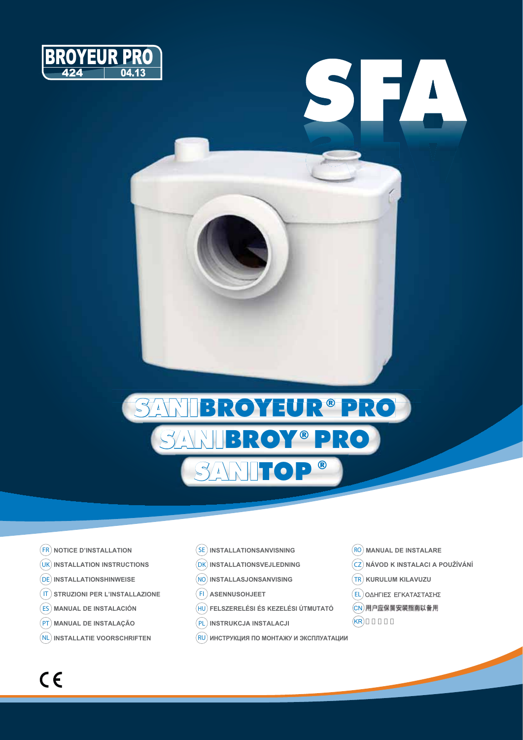BROYEUR PRO 424 | 04.13

# SFA

# SANIBROYEUR® PRO

# SANIBROY® PRO

# SANITOP®

- (FR) NOTICE D'INSTALLATION
- (UK) INSTALLATION INSTRUCTIONS
- (DE) INSTALLATIONSHINWEISE
- (IT) STRUZIONI PER L'INSTALLAZIONE
- (ES) MANUAL DE INSTALACIÓN
- (PT) MANUAL DE INSTALAÇÃO
- (NL) INSTALLATIE VOORSCHRIFTEN
- (SE) INSTALLATIONSANVISNING
- (DK) INSTALLATIONSVEJLEDNING
- (NO) INSTALLASJONSANVISING
- (FI) ASENNUSOHJEET
- (HU) FELSZERELÉSI ÉS KEZELÉSI ÚTMUTATÓ
- (PL) INSTRUKCJA INSTALACJI
- (RU) ИНСТРУКЦИЯ ПО МОНТАЖУ И ЭКСПЛУАТАЦИИ
- (RO) MANUAL DE INSTALARE
- (CZ) NÁVOD K INSTALACI A POUŽÍVÁNÍ
- (TR) KURULUM KILAVUZU
- (EL) ΟΔΗΓΙΕΣ ΕΓΚΑΤΑΣΤΑΣΗΣ
- (CN) 用户应保留安装指南以备用
- (KR) □□□□□

CE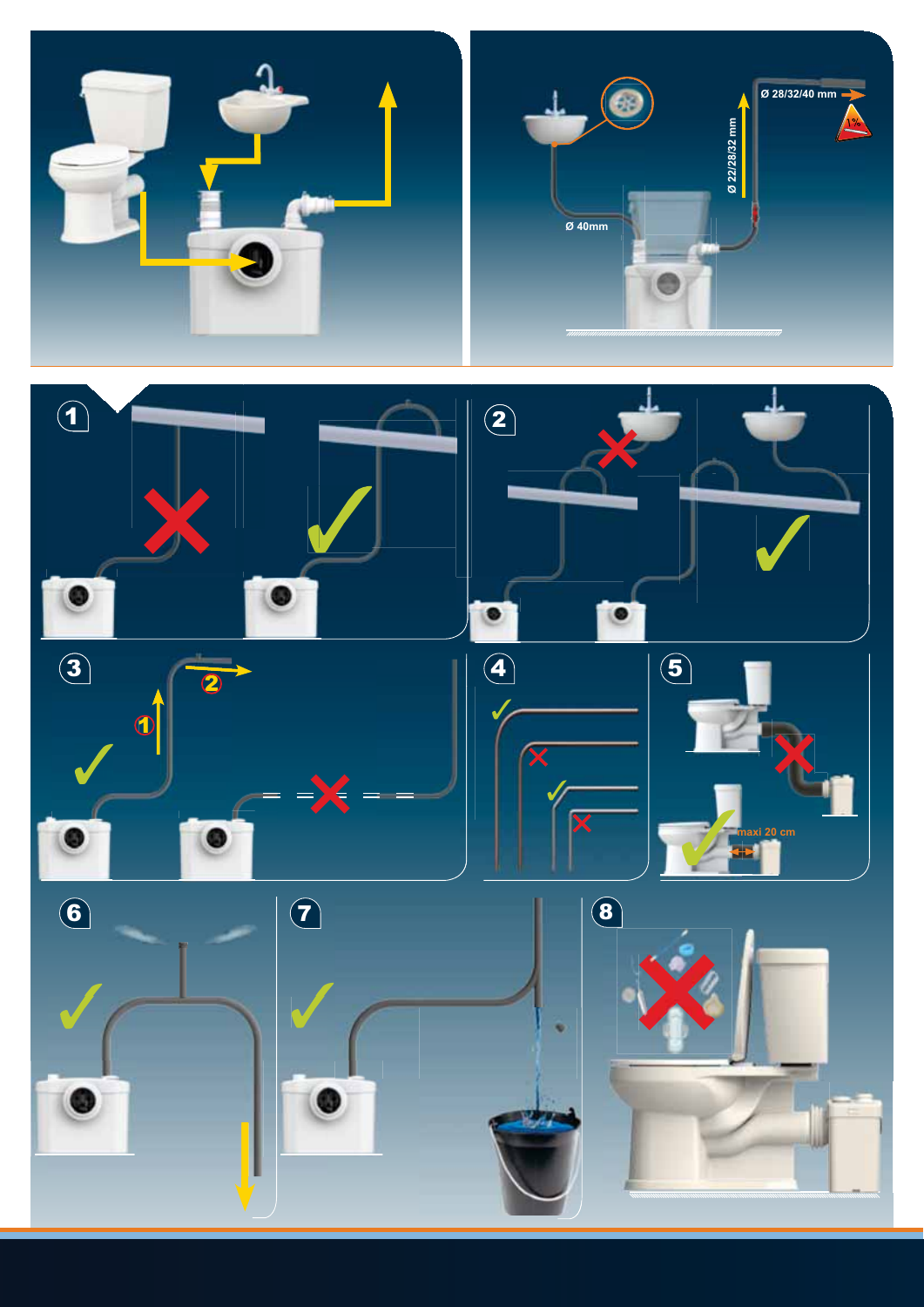Ø 40mm

Ø 22/28/32 mm

Ø 28/32/40 mm

1%

1

2

3

4

5

maxi 20 cm

6

7

8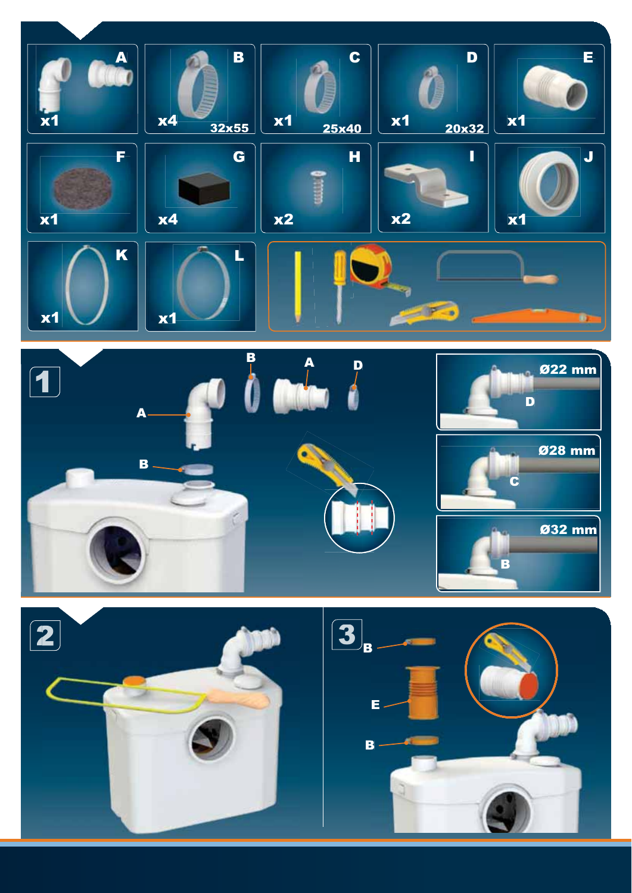A x1

B x4 32x55

C x1 25x40

D x1 20x32

E x1

F x1

G x4

H x2

I x2

J x1

K x1

L x1

1

B A D

A

B

Ø22 mm D

Ø28 mm C

Ø32 mm B

2

3

B

E

B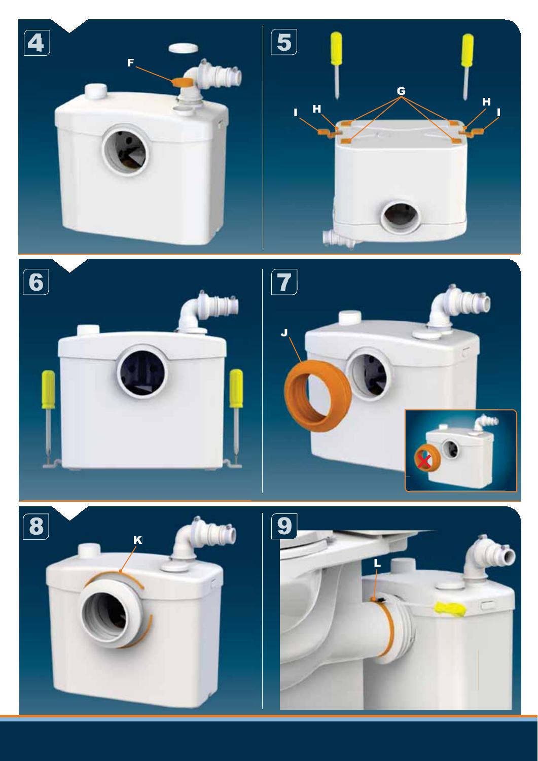4

F

5

G

I H

H I

6

7

J

8

K

9

L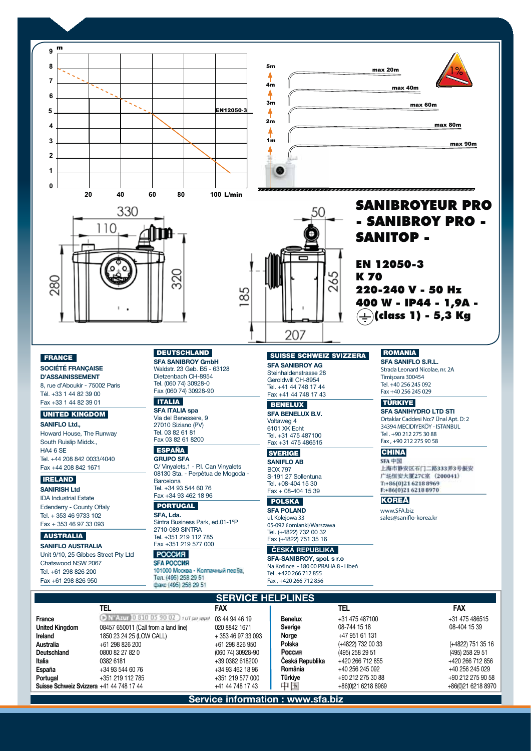9 m
8
7
6
5 EN12050-3
4
3
2
1
0
20 40 60 80 100 L/min

5m
4m
3m
2m
1m

max 20m
max 40m
max 60m
max 80m
max 90m

1%

330
110
280
320
185
50
265
207

# SANIBROYEUR PRO - SANIBROY PRO - SANITOP -

**EN 12050-3**
**K 70**
**220-240 V - 50 Hz**
**400 W - IP44 - 1,9A -**
**(class 1) - 5,3 Kg**

**FRANCE**
**SOCIÉTÉ FRANÇAISE D'ASSAINISSEMENT**
8, rue d'Aboukir - 75002 Paris
Tél. +33 1 44 82 39 00
Fax +33 1 44 82 39 01

**UNITED KINGDOM**
**SANIFLO Ltd.,**
Howard House, The Runway
South Ruislip Middx.,
HA4 6 SE
Tel. +44 208 842 0033/4040
Fax +44 208 842 1671

**IRELAND**
**SANIRISH Ltd**
IDA Industrial Estate
Edenderry - County Offaly
Tel. + 353 46 9733 102
Fax + 353 46 97 33 093

**AUSTRALIA**
**SANIFLO AUSTRALIA**
Unit 9/10, 25 Gibbes Street Pty Ltd
Chatswood NSW 2067
Tel. +61 298 826 200
Fax +61 298 826 950

**DEUTSCHLAND**
**SFA SANIBROY GmbH**
Waldstr. 23 Geb. B5 - 63128
Dietzenbach CH-8954
Tel. (060 74) 30928-0
Fax (060 74) 30928-90

**ITALIA**
**SFA ITALIA spa**
Via del Benessere, 9
27010 Siziano (PV)
Tel. 03 82 61 81
Fax 03 82 61 8200

**ESPAÑA**
**GRUPO SFA**
C/ Vinyalets,1 - P.I. Can Vinyalets
08130 Sta. - Perpètua de Mogoda - Barcelona
Tel. +34 93 544 60 76
Fax +34 93 462 18 96

**PORTUGAL**
**SFA, Lda.**
Sintra Business Park, ed.01-1ºP
2710-089 SINTRA
Tel. +351 219 112 785
Fax +351 219 577 000

**РОССИЯ**
**SFA РОССИЯ**
101000 Москва - Колпачный пер9а,
Тел. (495) 258 29 51
факс (495) 258 29 51

**SUISSE SCHWEIZ SVIZZERA**
**SFA SANIBROY AG**
Steinhaldenstrasse 28
Geroldwill CH-8954
Tel. +41 44 748 17 44
Fax +41 44 748 17 43

**BENELUX**
**SFA BENELUX B.V.**
Voltaweg 4
6101 XK Echt
Tel. +31 475 487100
Fax +31 475 486515

**SVERIGE**
**SANIFLO AB**
BOX 797
S-191 27 Sollentuna
Tel. +08-404 15 30
Fax + 08-404 15 39

**POLSKA**
**SFA POLAND**
ul. Kolejowa 33
05-092 Łomianki/Warszawa
Tel. (+4822) 732 00 32
Fax (+4822) 751 35 16

**ČESKÁ REPUBLIKA**
**SFA-SANIBROY, spol. s r.o**
Na Košince - 180 00 PRAHA 8 - Libeň
Tel . +420 266 712 855
Fax , +420 266 712 856

**ROMANIA**
**SFA SANIFLO S.R.L.**
Strada Leonard Nicolae, nr. 2A
Timişoara 300454
Tel. +40 256 245 092
Fax +40 256 245 029

**TÜRKIYE**
**SFA SANIHYDRO LTD STI**
Ortaklar Caddesi No:7 Ünal Apt. D: 2
34394 MECIDIYEKÖY - ISTANBUL
Tel . +90 212 275 30 88
Fax , +90 212 275 90 58

**CHINA**
SFA 中国
上海市静安区石门二路333弄3号振安广场恒安大厦27C室 (200041)
T:+86(0)21 6218 8969
F:+86(0)21 6218 8970

**KOREA**
www.SFA.biz
sales@saniflo-korea.kr

## SERVICE HELPLINES

| | TEL | FAX | | TEL | FAX |
|---|---|---|---|---|---|
| France | N°Azur 0 810 05 90 02 | 03 44 94 46 19 | Benelux | +31 475 487100 | +31 475 486515 |
| United Kingdom | 08457 650011 (Call from a land line) | 020 8842 1671 | Sverige | 08-744 15 18 | 08-404 15 39 |
| Ireland | 1850 23 24 25 (LOW CALL) | + 353 46 97 33 093 | Norge | +47 951 61 131 | |
| Australia | +61 298 826 200 | +61 298 826 950 | Polska | (+4822) 732 00 33 | (+4822) 751 35 16 |
| Deutschland | 0800 82 27 82 0 | (060 74) 30928-90 | Россия | (495) 258 29 51 | (495) 258 29 51 |
| Italia | 0382 6181 | +39 0382 618200 | Česká Republika | +420 266 712 855 | +420 266 712 856 |
| España | +34 93 544 60 76 | +34 93 462 18 96 | România | +40 256 245 092 | +40 256 245 029 |
| Portugal | +351 219 112 785 | +351 219 577 000 | Türkiye | +90 212 275 30 88 | +90 212 275 90 58 |
| Suisse Schweiz Svizzera | +41 44 748 17 44 | +41 44 748 17 43 | 中国 | +86(0)21 6218 8969 | +86(0)21 6218 8970 |

**Service information : www.sfa.biz**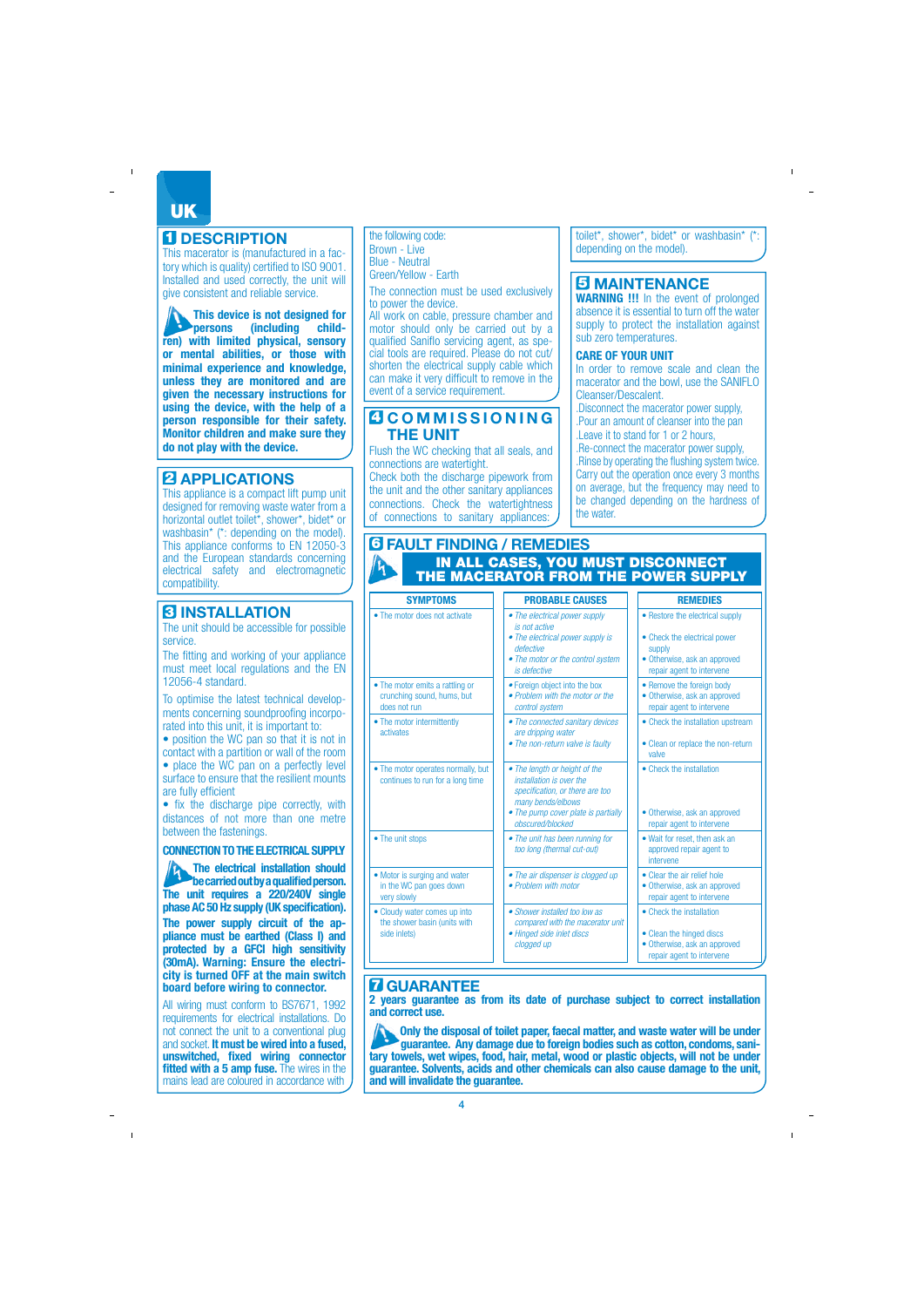UK

## 1 DESCRIPTION

This macerator is (manufactured in a factory which is quality) certified to ISO 9001. Installed and used correctly, the unit will give consistent and reliable service.

**This device is not designed for persons (including children) with limited physical, sensory or mental abilities, or those with minimal experience and knowledge, unless they are monitored and are given the necessary instructions for using the device, with the help of a person responsible for their safety. Monitor children and make sure they do not play with the device.**

## 2 APPLICATIONS

This appliance is a compact lift pump unit designed for removing waste water from a horizontal outlet toilet*, shower*, bidet* or washbasin* (*: depending on the model). This appliance conforms to EN 12050-3 and the European standards concerning electrical safety and electromagnetic compatibility.

## 3 INSTALLATION

The unit should be accessible for possible service.

The fitting and working of your appliance must meet local regulations and the EN 12056-4 standard.

To optimise the latest technical developments concerning soundproofing incorporated into this unit, it is important to:

- position the WC pan so that it is not in contact with a partition or wall of the room
- place the WC pan on a perfectly level surface to ensure that the resilient mounts are fully efficient
- fix the discharge pipe correctly, with distances of not more than one metre between the fastenings.

### CONNECTION TO THE ELECTRICAL SUPPLY

**The electrical installation should be carried out by a qualified person. The unit requires a 220/240V single phase AC 50 Hz supply (UK specification).**

**The power supply circuit of the appliance must be earthed (Class I) and protected by a GFCI high sensitivity (30mA). Warning: Ensure the electricity is turned OFF at the main switch board before wiring to connector.**

All wiring must conform to BS7671, 1992 requirements for electrical installations. Do not connect the unit to a conventional plug and socket. **It must be wired into a fused, unswitched, fixed wiring connector fitted with a 5 amp fuse.** The wires in the mains lead are coloured in accordance with the following code:

Brown - Live
Blue - Neutral
Green/Yellow - Earth

The connection must be used exclusively to power the device.

All work on cable, pressure chamber and motor should only be carried out by a qualified Saniflo servicing agent, as special tools are required. Please do not cut/shorten the electrical supply cable which can make it very difficult to remove in the event of a service requirement.

## 4 COMMISSIONING THE UNIT

Flush the WC checking that all seals, and connections are watertight.

Check both the discharge pipework from the unit and the other sanitary appliances connections. Check the watertightness of connections to sanitary appliances: toilet*, shower*, bidet* or washbasin* (*: depending on the model).

## 5 MAINTENANCE

**WARNING !!!** In the event of prolonged absence it is essential to turn off the water supply to protect the installation against sub zero temperatures.

### CARE OF YOUR UNIT

In order to remove scale and clean the macerator and the bowl, use the SANIFLO Cleanser/Descalent.

.Disconnect the macerator power supply,
.Pour an amount of cleanser into the pan
.Leave it to stand for 1 or 2 hours,
.Re-connect the macerator power supply,
.Rinse by operating the flushing system twice.

Carry out the operation once every 3 months on average, but the frequency may need to be changed depending on the hardness of the water.

## 6 FAULT FINDING / REMEDIES

**IN ALL CASES, YOU MUST DISCONNECT THE MACERATOR FROM THE POWER SUPPLY**

| SYMPTOMS | PROBABLE CAUSES | REMEDIES |
|---|---|---|
| • The motor does not activate | • *The electrical power supply is not active*<br>• *The electrical power supply is defective*<br>• *The motor or the control system is defective* | • Restore the electrical supply<br>• Check the electrical power supply<br>• Otherwise, ask an approved repair agent to intervene |
| • The motor emits a rattling or crunching sound, hums, but does not run | • *Foreign object into the box*<br>• *Problem with the motor or the control system* | • Remove the foreign body<br>• Otherwise, ask an approved repair agent to intervene |
| • The motor intermittently activates | • *The connected sanitary devices are dripping water*<br>• *The non-return valve is faulty* | • Check the installation upstream<br>• Clean or replace the non-return valve |
| • The motor operates normally, but continues to run for a long time | • *The length or height of the installation is over the specification, or there are too many bends/elbows*<br>• *The pump cover plate is partially obscured/blocked* | • Check the installation<br>• Otherwise, ask an approved repair agent to intervene |
| • The unit stops | • *The unit has been running for too long (thermal cut-out)* | • Wait for reset, then ask an approved repair agent to intervene |
| • Motor is surging and water in the WC pan goes down very slowly | • *The air dispenser is clogged up*<br>• *Problem with motor* | • Clear the air relief hole<br>• Otherwise, ask an approved repair agent to intervene |
| • Cloudy water comes up into the shower basin (units with side inlets) | • *Shower installed too low as compared with the macerator unit*<br>• *Hinged side inlet discs clogged up* | • Check the installation<br>• Clean the hinged discs<br>• Otherwise, ask an approved repair agent to intervene |

## 7 GUARANTEE

**2 years guarantee as from its date of purchase subject to correct installation and correct use.**

**Only the disposal of toilet paper, faecal matter, and waste water will be under guarantee. Any damage due to foreign bodies such as cotton, condoms, sanitary towels, wet wipes, food, hair, metal, wood or plastic objects, will not be under guarantee. Solvents, acids and other chemicals can also cause damage to the unit, and will invalidate the guarantee.**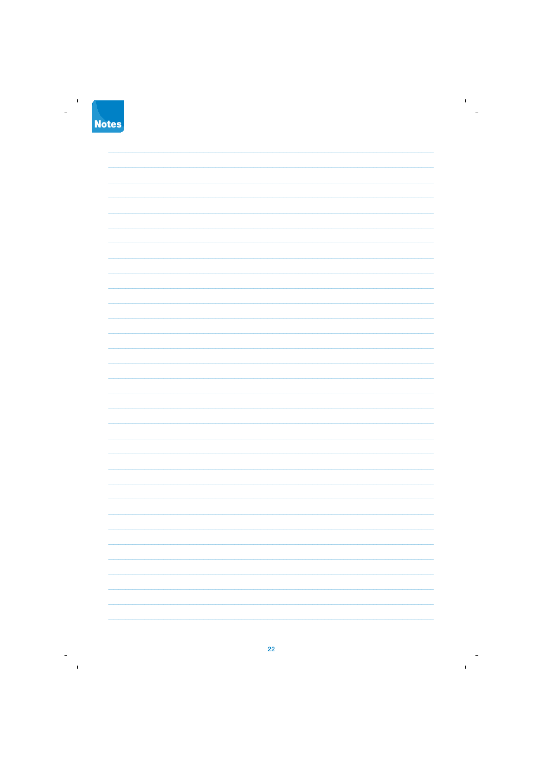# Notes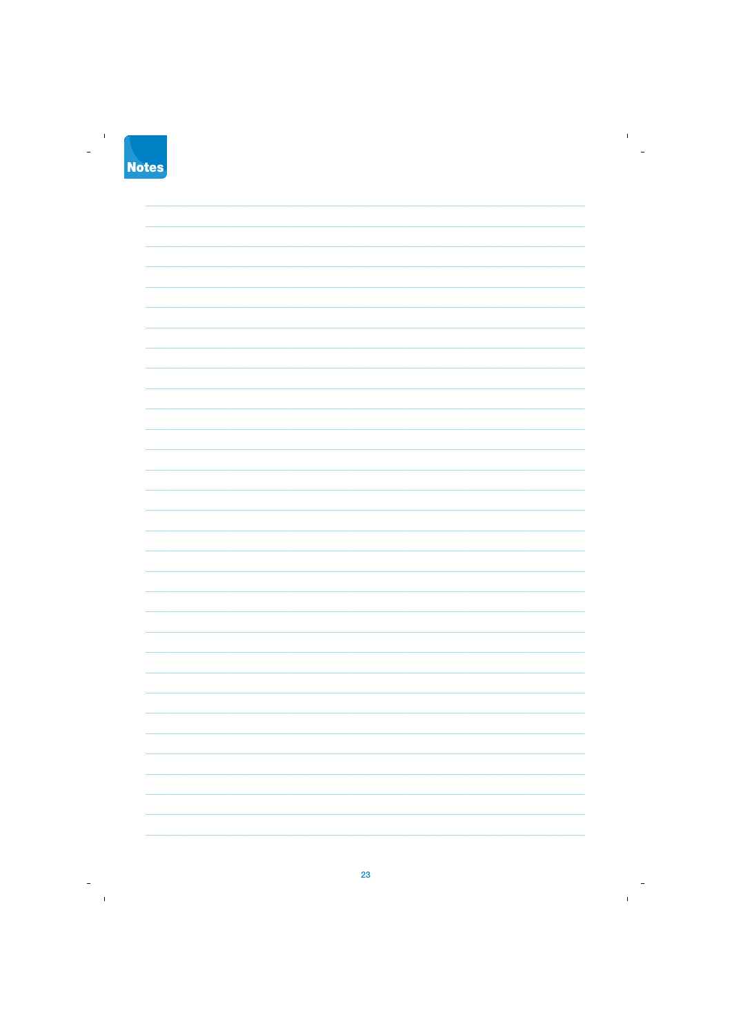# Notes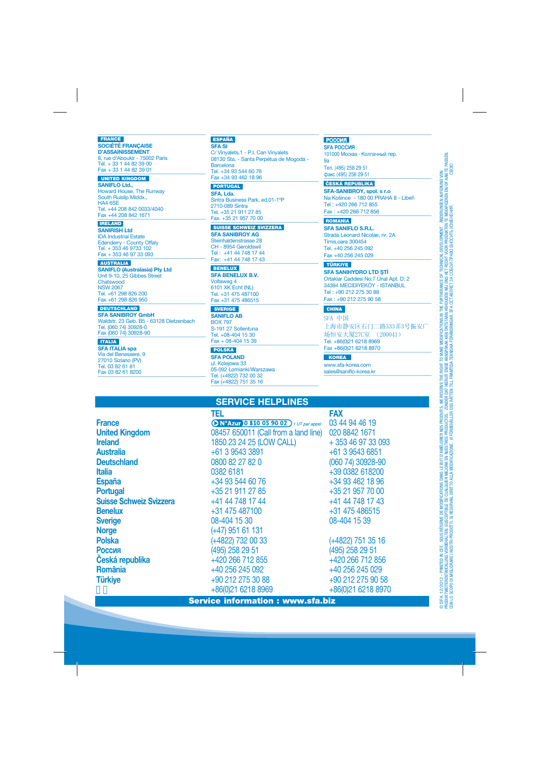**FRANCE**

**SOCIÉTÉ FRANÇAISE D'ASSAINISSEMENT**
8, rue d'Aboukir - 75002 Paris
Tél. + 33 1 44 82 39 00
Fax + 33 1 44 82 39 01

**UNITED KINGDOM**

**SANIFLO Ltd.,**
Howard House, The Runway
South Ruislip Middx.,
HA4 6SE
Tel. +44 208 842 0033/4040
Fax +44 208 842 1671

**IRELAND**

**SANIRISH Ltd**
IDA Industrial Estate
Edenderry - County Offaly
Tel. + 353 46 9733 102
Fax + 353 46 97 33 093

**AUSTRALIA**

**SANIFLO (Australasia) Pty Ltd**
Unit 9-10, 25 Gibbes Street
Chatswood
NSW 2067
Tel. +61 298 826 200
Fax +61 298 826 950

**DEUTSCHLAND**

**SFA SANIBROY GmbH**
Waldstr. 23 Geb. B5 - 63128 Dietzenbach
Tel. (060 74) 30928-0
Fax (060 74) 30928-90

**ITALIA**

**SFA ITALIA spa**
Via del Benessere, 9
27010 Siziano (PV)
Tel. 03 82 61 81
Fax 03 82 61 8200

**ESPAÑA**

**SFA SI**
C/ Vinyalets,1 - P.I. Can Vinyalets
08130 Sta. - Santa Perpètua de Mogoda - Barcelona
Tel. +34 93 544 60 76
Fax +34 93 462 18 96

**PORTUGAL**

**SFA, Lda.**
Sintra Business Park, ed.01-1ºP
2710-089 Sintra
Tel. +35 21 911 27 85
Fax. +35 21 957 70 00

**SUISSE SCHWEIZ SVIZZERA**

**SFA SANIBROY AG**
Steinhaldenstrasse 28
CH - 8954 Geroldswil
Tel : +41 44 748 17 44
Fax: +41 44 748 17 43

**BENELUX**

**SFA BENELUX B.V.**
Voltaweg 4
6101 XK Echt (NL)
Tel. +31 475 487100
Fax +31 475 486515

**SVERIGE**

**SANIFLO AB**
BOX 797
S-191 27 Sollentuna
Tel. +08-404 15 30
Fax + 08-404 15 39

**POLSKA**

**SFA POLAND**
ul. Kolejowa 33
05-092 Łomianki/Warszawa
Tel. (+4822) 732 00 32
Fax (+4822) 751 35 16

**РОССИЯ**

**SFA РОССИЯ**
101000 Москва - Колпачный пер. 9а
Тел. (495) 258 29 51
факс (495) 258 29 51

**ČESKÁ REPUBLIKA**

**SFA-SANIBROY, spol. s r.o**
Na Košince - 180 00 PRAHA 8 - Libeň
Tel : +420 266 712 855
Fax : +420 266 712 856

**ROMANIA**

**SFA SANIFLO S.R.L.**
Strada Leonard Nicolae, nr. 2A
Timis,oara 300454
Tel. +40 256 245 092
Fax +40 256 245 029

**TÜRKIYE**

**SFA SANIHYDRO LTD ŞTİ**
Ortaklar Caddesi No:7 Ünal Apt. D: 2
34394 MECIDIYEKÖY - ISTANBUL
Tel : +90 212 275 30 88
Fax : +90 212 275 90 58

**CHINA**

SFA 中国
上海市静安区石门二路333弄3号振安广场恒安大厦27C室 （200041）
Tel. +86(0)21 6218 8969
Fax +86(0)21 6218 8970

**KOREA**

www.sfa-korea.com
sales@saniflo-korea.kr

## SERVICE HELPLINES

| | TEL | FAX |
|---|---|---|
| France | N°Azur 0 810 05 90 02 (1 UT par appel) | 03 44 94 46 19 |
| United Kingdom | 08457 650011 (Call from a land line) | 020 8842 1671 |
| Ireland | 1850 23 24 25 (LOW CALL) | + 353 46 97 33 093 |
| Australia | +61 3 9543 3891 | +61 3 9543 6851 |
| Deutschland | 0800 82 27 82 0 | (060 74) 30928-90 |
| Italia | 0382 6181 | +39 0382 618200 |
| España | +34 93 544 60 76 | +34 93 462 18 96 |
| Portugal | +35 21 911 27 85 | +35 21 957 70 00 |
| Suisse Schweiz Svizzera | +41 44 748 17 44 | +41 44 748 17 43 |
| Benelux | +31 475 487100 | +31 475 486515 |
| Sverige | 08-404 15 30 | 08-404 15 39 |
| Norge | (+47) 951 61 131 | |
| Polska | (+4822) 732 00 33 | (+4822) 751 35 16 |
| Россия | (495) 258 29 51 | (495) 258 29 51 |
| Česká republika | +420 266 712 855 | +420 266 712 856 |
| România | +40 256 245 092 | +40 256 245 029 |
| Türkiye | +90 212 275 30 88 | +90 212 275 90 58 |
| 中国 | +86(0)21 6218 8969 | +86(0)21 6218 8970 |

**Service information : www.sfa.biz**

© SFA 12/2012 - PRINTED IN CEE - SOUS RÉSERVE DE MODIFICATIONS DANS LE BUT D'AMÉLIORER NOS PRODUITS. WE RESERVE THE RIGHT TO MAKE MODIFICATIONS IN THE FURTHERANCE OF TECHNICAL DEVELOPMENT. ÄNDERUNGEN AUFGRUND VON PRODUKTWEITERENTWICKLUNG VORBEHALTEN. SUSCEPTIBLE DE CUALQUIER MEJORA EN NUESTROS PRODUCTOS. ZONDER DAT HIERUIT ENIGE AANSPRAAK KAN ONTSTAAN HEHOUDEN WIJ ONS HET RECHT VOOR PRODUKTEN TE MODIFICEREN EN/OF AAN TE PASSEN. CON LO SCOPO DI MIGLIORARE I NOSTRI PRODOTTI, SI RISERVA IL DIRITTO ALLA MODIFICAZIONE. VI FÖRBEHÅLLER OSS RÄTTEN TILL FRAMTIDA TEKNISKA FÖRÄNDRINGAR. SFA ОСТАВЛЯЕТ ЗА СОБОЙ ПРАВО ВНОСИТЬ ИЗМЕНЕНИЯ. CBOO